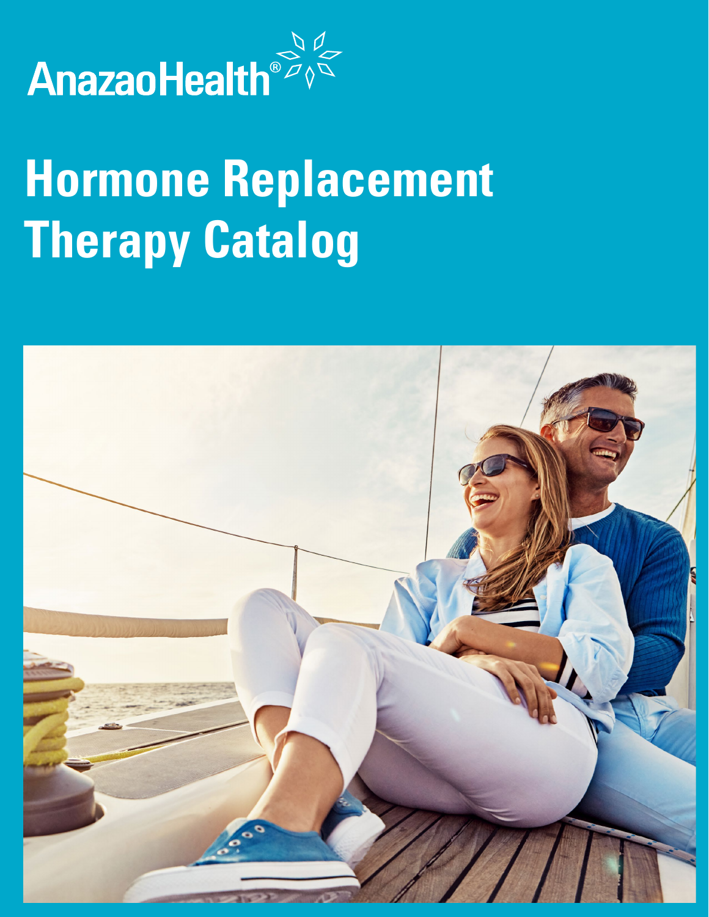AnazaoHealth®

# Hormone Replacement Therapy Catalog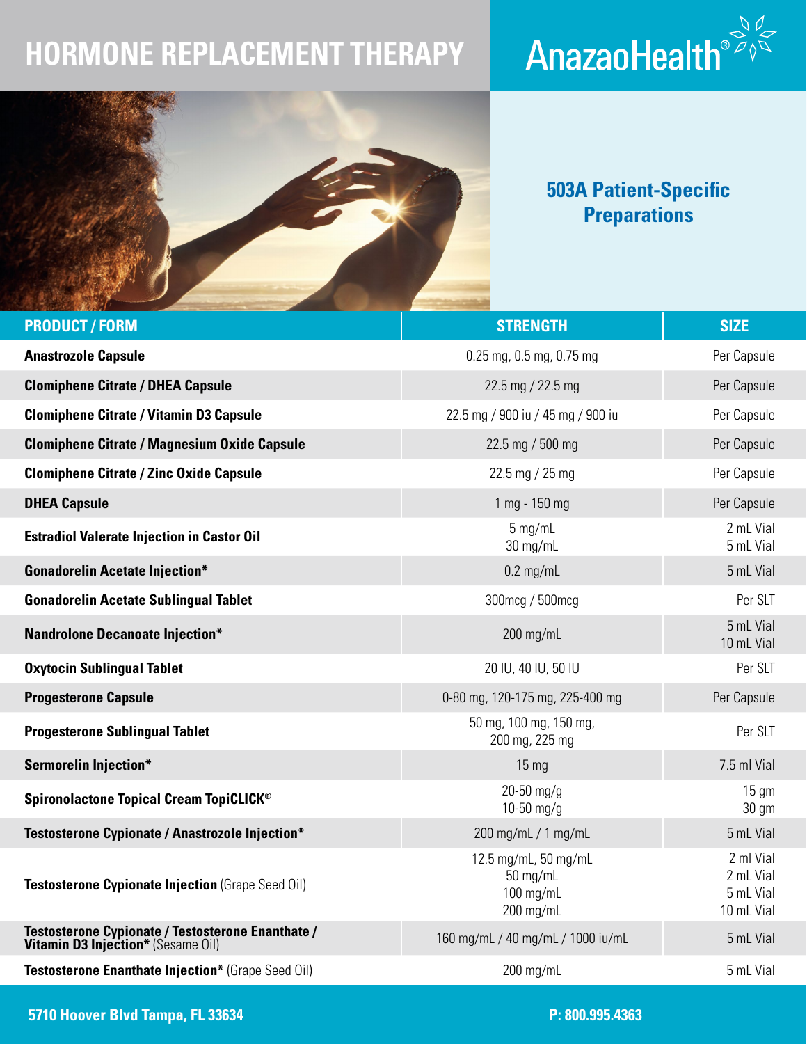# HORMONE REPLACEMENT THERAPY

AnazaoHealth®

## 503A Patient-Specific Preparations

| PRODUCT / FORM | STRENGTH | SIZE |
|---|---|---|
| **Anastrozole Capsule** | 0.25 mg, 0.5 mg, 0.75 mg | Per Capsule |
| **Clomiphene Citrate / DHEA Capsule** | 22.5 mg / 22.5 mg | Per Capsule |
| **Clomiphene Citrate / Vitamin D3 Capsule** | 22.5 mg / 900 iu / 45 mg / 900 iu | Per Capsule |
| **Clomiphene Citrate / Magnesium Oxide Capsule** | 22.5 mg / 500 mg | Per Capsule |
| **Clomiphene Citrate / Zinc Oxide Capsule** | 22.5 mg / 25 mg | Per Capsule |
| **DHEA Capsule** | 1 mg - 150 mg | Per Capsule |
| **Estradiol Valerate Injection in Castor Oil** | 5 mg/mL<br>30 mg/mL | 2 mL Vial<br>5 mL Vial |
| **Gonadorelin Acetate Injection*** | 0.2 mg/mL | 5 mL Vial |
| **Gonadorelin Acetate Sublingual Tablet** | 300mcg / 500mcg | Per SLT |
| **Nandrolone Decanoate Injection*** | 200 mg/mL | 5 mL Vial<br>10 mL Vial |
| **Oxytocin Sublingual Tablet** | 20 IU, 40 IU, 50 IU | Per SLT |
| **Progesterone Capsule** | 0-80 mg, 120-175 mg, 225-400 mg | Per Capsule |
| **Progesterone Sublingual Tablet** | 50 mg, 100 mg, 150 mg,<br>200 mg, 225 mg | Per SLT |
| **Sermorelin Injection*** | 15 mg | 7.5 ml Vial |
| **Spironolactone Topical Cream TopiCLICK®** | 20-50 mg/g<br>10-50 mg/g | 15 gm<br>30 gm |
| **Testosterone Cypionate / Anastrozole Injection*** | 200 mg/mL / 1 mg/mL | 5 mL Vial |
| **Testosterone Cypionate Injection** (Grape Seed Oil) | 12.5 mg/mL, 50 mg/mL<br>50 mg/mL<br>100 mg/mL<br>200 mg/mL | 2 ml Vial<br>2 mL Vial<br>5 mL Vial<br>10 mL Vial |
| **Testosterone Cypionate / Testosterone Enanthate / Vitamin D3 Injection*** (Sesame Oil) | 160 mg/mL / 40 mg/mL / 1000 iu/mL | 5 mL Vial |
| **Testosterone Enanthate Injection*** (Grape Seed Oil) | 200 mg/mL | 5 mL Vial |

5710 Hoover Blvd Tampa, FL 33634

P: 800.995.4363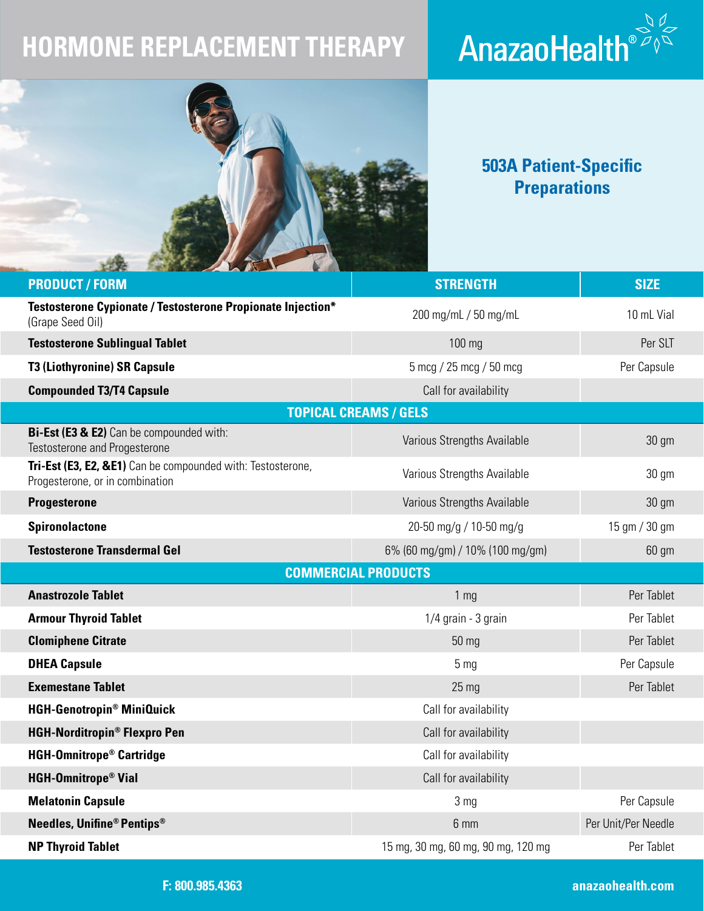# HORMONE REPLACEMENT THERAPY

AnazaoHealth®

## 503A Patient-Specific Preparations

| PRODUCT / FORM | STRENGTH | SIZE |
| --- | --- | --- |
| **Testosterone Cypionate / Testosterone Propionate Injection*** (Grape Seed Oil) | 200 mg/mL / 50 mg/mL | 10 mL Vial |
| **Testosterone Sublingual Tablet** | 100 mg | Per SLT |
| **T3 (Liothyronine) SR Capsule** | 5 mcg / 25 mcg / 50 mcg | Per Capsule |
| **Compounded T3/T4 Capsule** | Call for availability | |
| **TOPICAL CREAMS / GELS** | | |
| **Bi-Est (E3 & E2)** Can be compounded with: Testosterone and Progesterone | Various Strengths Available | 30 gm |
| **Tri-Est (E3, E2, &E1)** Can be compounded with: Testosterone, Progesterone, or in combination | Various Strengths Available | 30 gm |
| **Progesterone** | Various Strengths Available | 30 gm |
| **Spironolactone** | 20-50 mg/g / 10-50 mg/g | 15 gm / 30 gm |
| **Testosterone Transdermal Gel** | 6% (60 mg/gm) / 10% (100 mg/gm) | 60 gm |
| **COMMERCIAL PRODUCTS** | | |
| **Anastrozole Tablet** | 1 mg | Per Tablet |
| **Armour Thyroid Tablet** | 1/4 grain - 3 grain | Per Tablet |
| **Clomiphene Citrate** | 50 mg | Per Tablet |
| **DHEA Capsule** | 5 mg | Per Capsule |
| **Exemestane Tablet** | 25 mg | Per Tablet |
| **HGH-Genotropin® MiniQuick** | Call for availability | |
| **HGH-Norditropin® Flexpro Pen** | Call for availability | |
| **HGH-Omnitrope® Cartridge** | Call for availability | |
| **HGH-Omnitrope® Vial** | Call for availability | |
| **Melatonin Capsule** | 3 mg | Per Capsule |
| **Needles, Unifine® Pentips®** | 6 mm | Per Unit/Per Needle |
| **NP Thyroid Tablet** | 15 mg, 30 mg, 60 mg, 90 mg, 120 mg | Per Tablet |

F: 800.985.4363

anazaohealth.com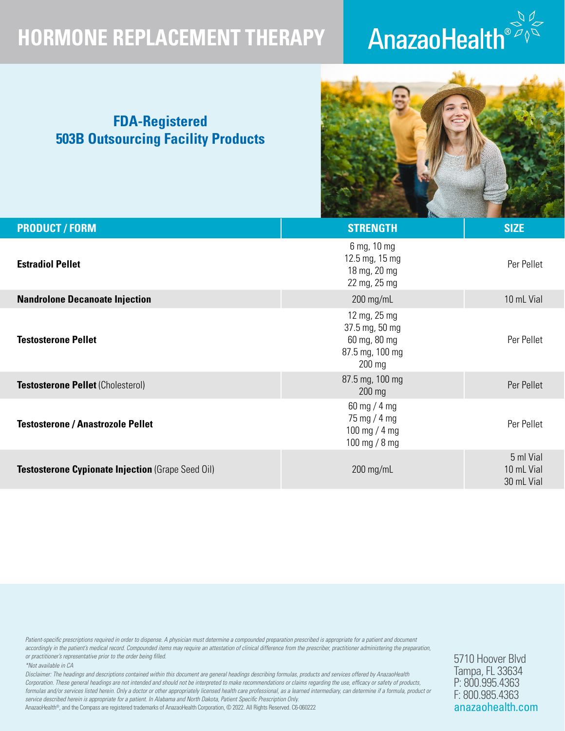# HORMONE REPLACEMENT THERAPY

AnazaoHealth®

## FDA-Registered 503B Outsourcing Facility Products

| PRODUCT / FORM | STRENGTH | SIZE |
| --- | --- | --- |
| **Estradiol Pellet** | 6 mg, 10 mg<br>12.5 mg, 15 mg<br>18 mg, 20 mg<br>22 mg, 25 mg | Per Pellet |
| **Nandrolone Decanoate Injection** | 200 mg/mL | 10 mL Vial |
| **Testosterone Pellet** | 12 mg, 25 mg<br>37.5 mg, 50 mg<br>60 mg, 80 mg<br>87.5 mg, 100 mg<br>200 mg | Per Pellet |
| **Testosterone Pellet** (Cholesterol) | 87.5 mg, 100 mg<br>200 mg | Per Pellet |
| **Testosterone / Anastrozole Pellet** | 60 mg / 4 mg<br>75 mg / 4 mg<br>100 mg / 4 mg<br>100 mg / 8 mg | Per Pellet |
| **Testosterone Cypionate Injection** (Grape Seed Oil) | 200 mg/mL | 5 ml Vial<br>10 mL Vial<br>30 mL Vial |

*Patient-specific prescriptions required in order to dispense. A physician must determine a compounded preparation prescribed is appropriate for a patient and document accordingly in the patient's medical record. Compounded items may require an attestation of clinical difference from the prescriber, practitioner administering the preparation, or practitioner's representative prior to the order being filled.*

*\*Not available in CA*

*Disclaimer: The headings and descriptions contained within this document are general headings describing formulas, products and services offered by AnazaoHealth Corporation. These general headings are not intended and should not be interpreted to make recommendations or claims regarding the use, efficacy or safety of products, formulas and/or services listed herein. Only a doctor or other appropriately licensed health care professional, as a learned intermediary, can determine if a formula, product or service described herein is appropriate for a patient. In Alabama and North Dakota, Patient Specific Prescription Only.*

AnazaoHealth®, and the Compass are registered trademarks of AnazaoHealth Corporation, © 2022. All Rights Reserved. C6-060222

5710 Hoover Blvd
Tampa, FL 33634
P: 800.995.4363
F: 800.985.4363
anazaohealth.com